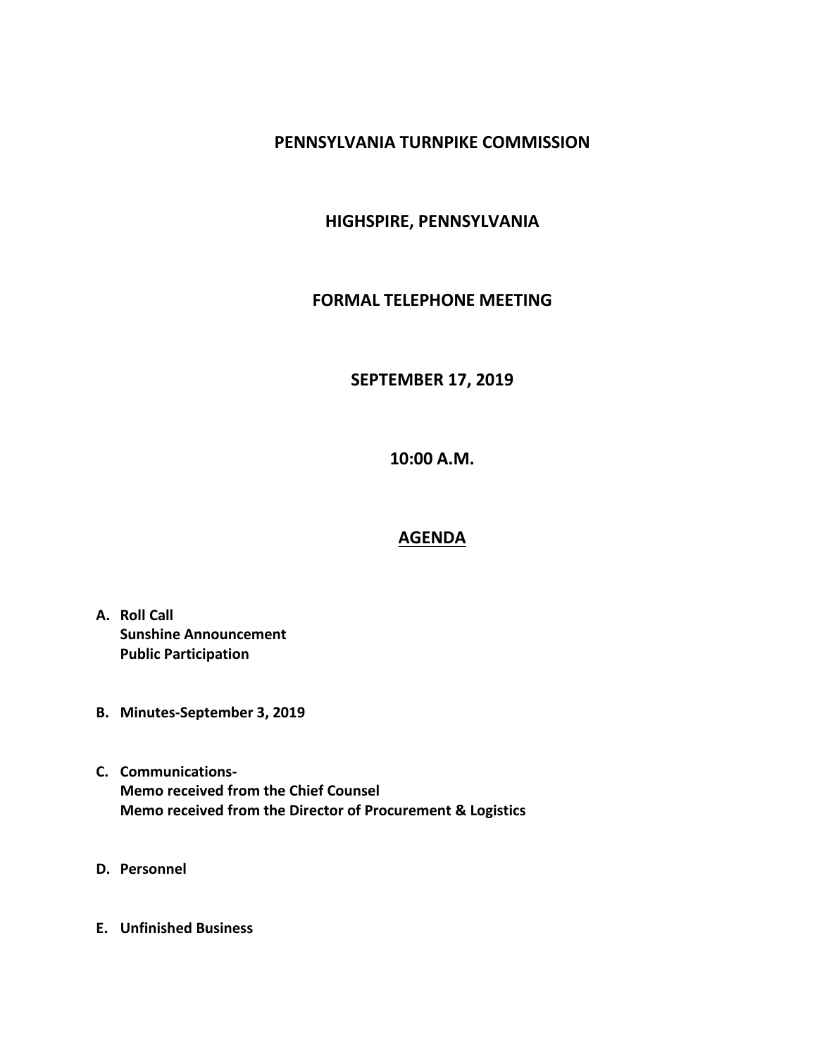# PENNSYLVANIA TURNPIKE COMMISSION

## HIGHSPIRE, PENNSYLVANIA

## FORMAL TELEPHONE MEETING

## SEPTEMBER 17, 2019

## 10:00 A.M.

## AGENDA

**A. Roll Call**
**Sunshine Announcement**
**Public Participation**

**B. Minutes-September 3, 2019**

**C. Communications-**
**Memo received from the Chief Counsel**
**Memo received from the Director of Procurement & Logistics**

**D. Personnel**

**E. Unfinished Business**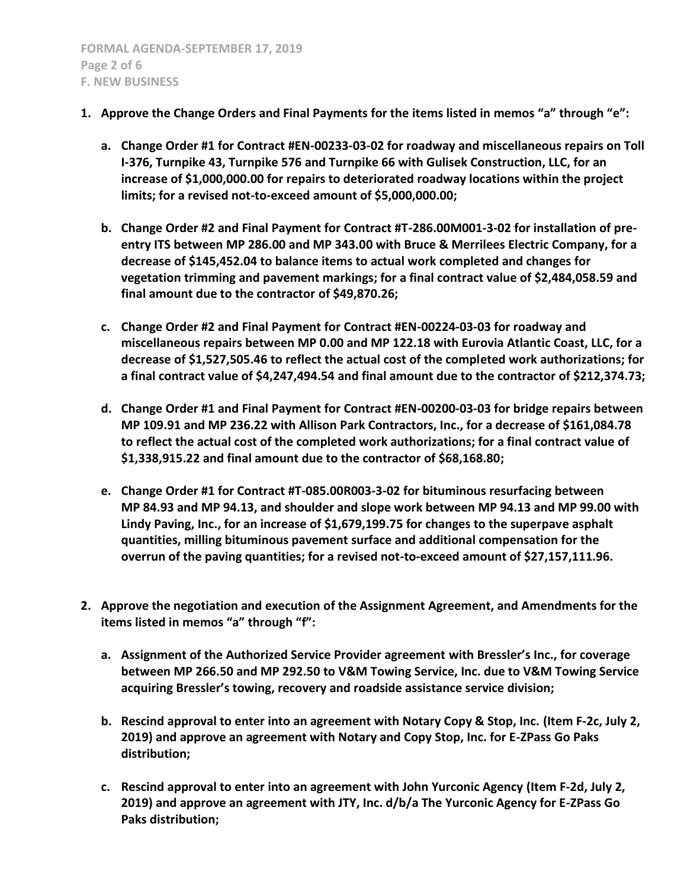1. **Approve the Change Orders and Final Payments for the items listed in memos "a" through "e":**

    a. **Change Order #1 for Contract #EN-00233-03-02 for roadway and miscellaneous repairs on Toll I-376, Turnpike 43, Turnpike 576 and Turnpike 66 with Gulisek Construction, LLC, for an increase of $1,000,000.00 for repairs to deteriorated roadway locations within the project limits; for a revised not-to-exceed amount of $5,000,000.00;**

    b. **Change Order #2 and Final Payment for Contract #T-286.00M001-3-02 for installation of pre-entry ITS between MP 286.00 and MP 343.00 with Bruce & Merrilees Electric Company, for a decrease of $145,452.04 to balance items to actual work completed and changes for vegetation trimming and pavement markings; for a final contract value of $2,484,058.59 and final amount due to the contractor of $49,870.26;**

    c. **Change Order #2 and Final Payment for Contract #EN-00224-03-03 for roadway and miscellaneous repairs between MP 0.00 and MP 122.18 with Eurovia Atlantic Coast, LLC, for a decrease of $1,527,505.46 to reflect the actual cost of the completed work authorizations; for a final contract value of $4,247,494.54 and final amount due to the contractor of $212,374.73;**

    d. **Change Order #1 and Final Payment for Contract #EN-00200-03-03 for bridge repairs between MP 109.91 and MP 236.22 with Allison Park Contractors, Inc., for a decrease of $161,084.78 to reflect the actual cost of the completed work authorizations; for a final contract value of $1,338,915.22 and final amount due to the contractor of $68,168.80;**

    e. **Change Order #1 for Contract #T-085.00R003-3-02 for bituminous resurfacing between MP 84.93 and MP 94.13, and shoulder and slope work between MP 94.13 and MP 99.00 with Lindy Paving, Inc., for an increase of $1,679,199.75 for changes to the superpave asphalt quantities, milling bituminous pavement surface and additional compensation for the overrun of the paving quantities; for a revised not-to-exceed amount of $27,157,111.96.**

2. **Approve the negotiation and execution of the Assignment Agreement, and Amendments for the items listed in memos "a" through "f":**

    a. **Assignment of the Authorized Service Provider agreement with Bressler's Inc., for coverage between MP 266.50 and MP 292.50 to V&M Towing Service, Inc. due to V&M Towing Service acquiring Bressler's towing, recovery and roadside assistance service division;**

    b. **Rescind approval to enter into an agreement with Notary Copy & Stop, Inc. (Item F-2c, July 2, 2019) and approve an agreement with Notary and Copy Stop, Inc. for E-ZPass Go Paks distribution;**

    c. **Rescind approval to enter into an agreement with John Yurconic Agency (Item F-2d, July 2, 2019) and approve an agreement with JTY, Inc. d/b/a The Yurconic Agency for E-ZPass Go Paks distribution;**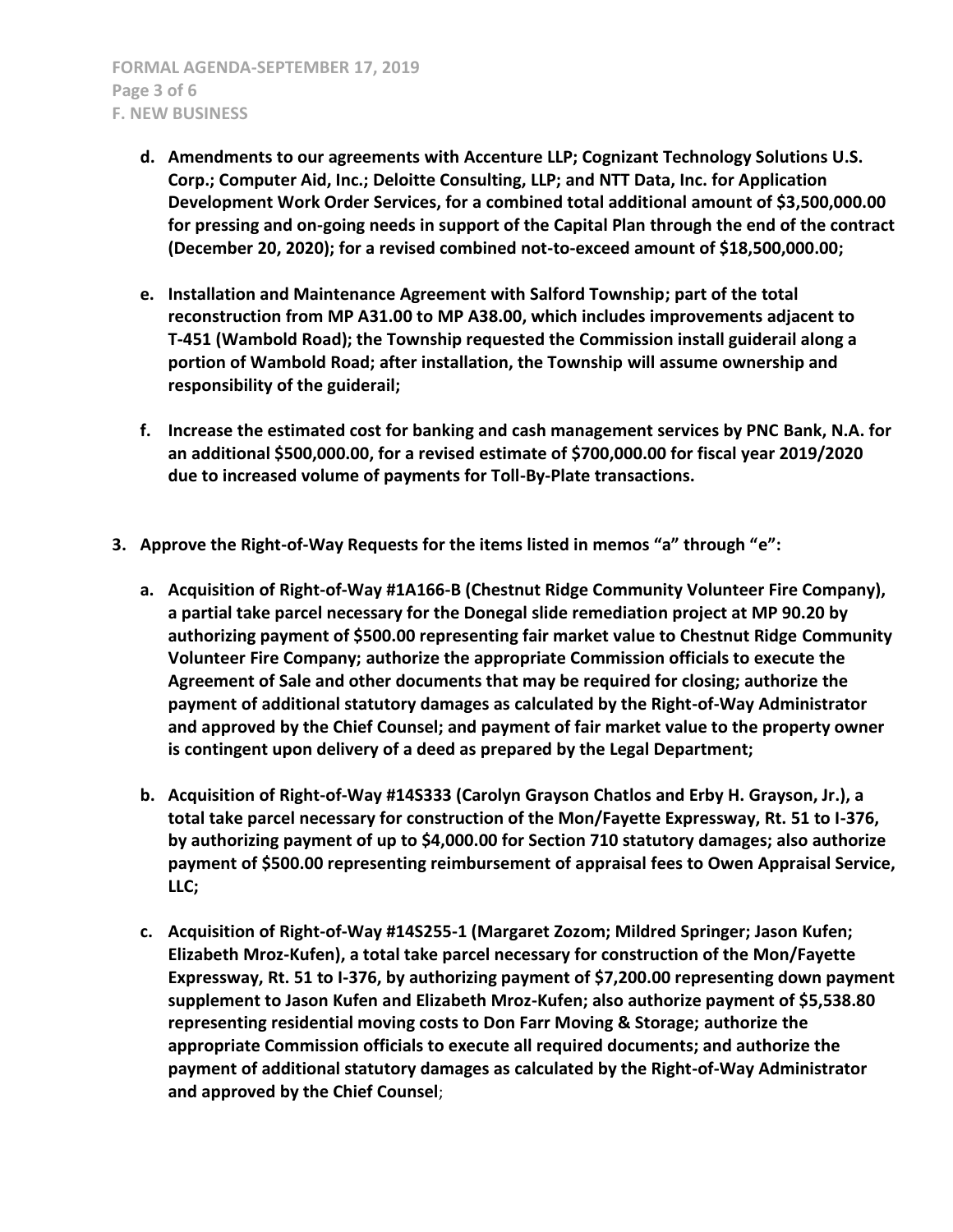- **d. Amendments to our agreements with Accenture LLP; Cognizant Technology Solutions U.S. Corp.; Computer Aid, Inc.; Deloitte Consulting, LLP; and NTT Data, Inc. for Application Development Work Order Services, for a combined total additional amount of $3,500,000.00 for pressing and on-going needs in support of the Capital Plan through the end of the contract (December 20, 2020); for a revised combined not-to-exceed amount of $18,500,000.00;**

- **e. Installation and Maintenance Agreement with Salford Township; part of the total reconstruction from MP A31.00 to MP A38.00, which includes improvements adjacent to T-451 (Wambold Road); the Township requested the Commission install guiderail along a portion of Wambold Road; after installation, the Township will assume ownership and responsibility of the guiderail;**

- **f. Increase the estimated cost for banking and cash management services by PNC Bank, N.A. for an additional $500,000.00, for a revised estimate of $700,000.00 for fiscal year 2019/2020 due to increased volume of payments for Toll-By-Plate transactions.**

**3. Approve the Right-of-Way Requests for the items listed in memos "a" through "e":**

- **a. Acquisition of Right-of-Way #1A166-B (Chestnut Ridge Community Volunteer Fire Company), a partial take parcel necessary for the Donegal slide remediation project at MP 90.20 by authorizing payment of $500.00 representing fair market value to Chestnut Ridge Community Volunteer Fire Company; authorize the appropriate Commission officials to execute the Agreement of Sale and other documents that may be required for closing; authorize the payment of additional statutory damages as calculated by the Right-of-Way Administrator and approved by the Chief Counsel; and payment of fair market value to the property owner is contingent upon delivery of a deed as prepared by the Legal Department;**

- **b. Acquisition of Right-of-Way #14S333 (Carolyn Grayson Chatlos and Erby H. Grayson, Jr.), a total take parcel necessary for construction of the Mon/Fayette Expressway, Rt. 51 to I-376, by authorizing payment of up to $4,000.00 for Section 710 statutory damages; also authorize payment of $500.00 representing reimbursement of appraisal fees to Owen Appraisal Service, LLC;**

- **c. Acquisition of Right-of-Way #14S255-1 (Margaret Zozom; Mildred Springer; Jason Kufen; Elizabeth Mroz-Kufen), a total take parcel necessary for construction of the Mon/Fayette Expressway, Rt. 51 to I-376, by authorizing payment of $7,200.00 representing down payment supplement to Jason Kufen and Elizabeth Mroz-Kufen; also authorize payment of $5,538.80 representing residential moving costs to Don Farr Moving & Storage; authorize the appropriate Commission officials to execute all required documents; and authorize the payment of additional statutory damages as calculated by the Right-of-Way Administrator and approved by the Chief Counsel**;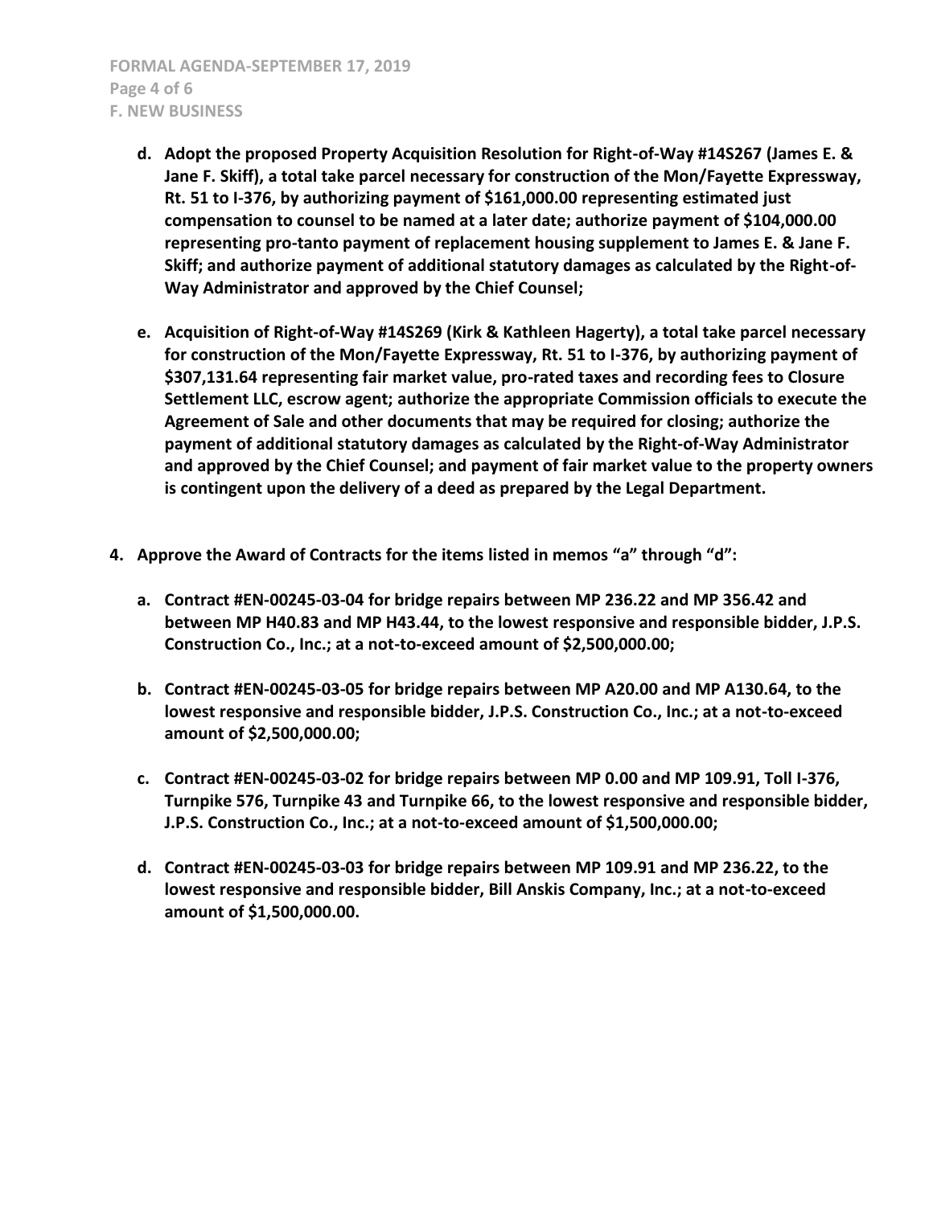- d. **Adopt the proposed Property Acquisition Resolution for Right-of-Way #14S267 (James E. & Jane F. Skiff), a total take parcel necessary for construction of the Mon/Fayette Expressway, Rt. 51 to I-376, by authorizing payment of $161,000.00 representing estimated just compensation to counsel to be named at a later date; authorize payment of $104,000.00 representing pro-tanto payment of replacement housing supplement to James E. & Jane F. Skiff; and authorize payment of additional statutory damages as calculated by the Right-of-Way Administrator and approved by the Chief Counsel;**

- e. **Acquisition of Right-of-Way #14S269 (Kirk & Kathleen Hagerty), a total take parcel necessary for construction of the Mon/Fayette Expressway, Rt. 51 to I-376, by authorizing payment of $307,131.64 representing fair market value, pro-rated taxes and recording fees to Closure Settlement LLC, escrow agent; authorize the appropriate Commission officials to execute the Agreement of Sale and other documents that may be required for closing; authorize the payment of additional statutory damages as calculated by the Right-of-Way Administrator and approved by the Chief Counsel; and payment of fair market value to the property owners is contingent upon the delivery of a deed as prepared by the Legal Department.**

4. **Approve the Award of Contracts for the items listed in memos "a" through "d":**

   - a. **Contract #EN-00245-03-04 for bridge repairs between MP 236.22 and MP 356.42 and between MP H40.83 and MP H43.44, to the lowest responsive and responsible bidder, J.P.S. Construction Co., Inc.; at a not-to-exceed amount of $2,500,000.00;**

   - b. **Contract #EN-00245-03-05 for bridge repairs between MP A20.00 and MP A130.64, to the lowest responsive and responsible bidder, J.P.S. Construction Co., Inc.; at a not-to-exceed amount of $2,500,000.00;**

   - c. **Contract #EN-00245-03-02 for bridge repairs between MP 0.00 and MP 109.91, Toll I-376, Turnpike 576, Turnpike 43 and Turnpike 66, to the lowest responsive and responsible bidder, J.P.S. Construction Co., Inc.; at a not-to-exceed amount of $1,500,000.00;**

   - d. **Contract #EN-00245-03-03 for bridge repairs between MP 109.91 and MP 236.22, to the lowest responsive and responsible bidder, Bill Anskis Company, Inc.; at a not-to-exceed amount of $1,500,000.00.**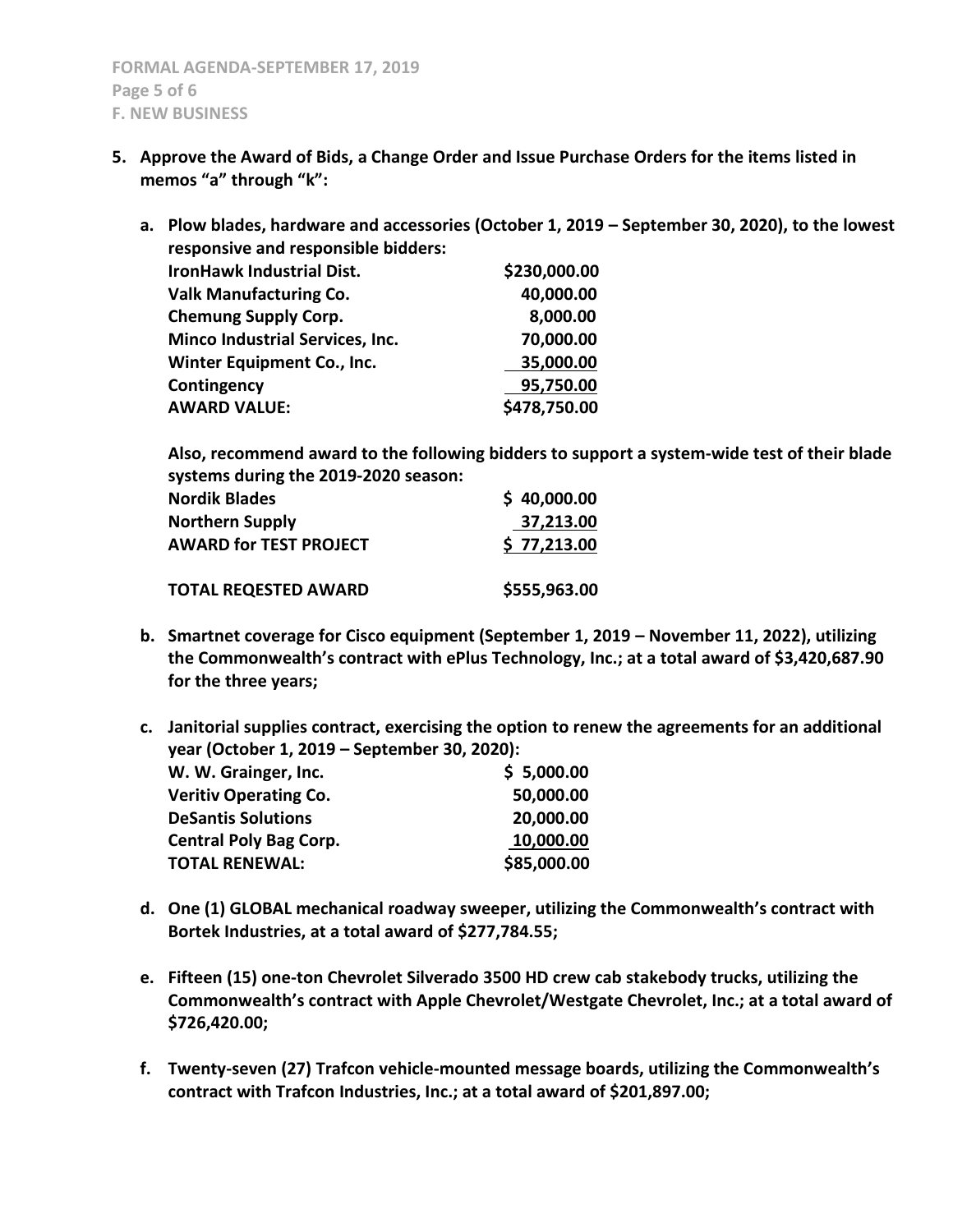**5. Approve the Award of Bids, a Change Order and Issue Purchase Orders for the items listed in memos "a" through "k":**

**a. Plow blades, hardware and accessories (October 1, 2019 – September 30, 2020), to the lowest responsive and responsible bidders:**

| | |
|---|---|
| **IronHawk Industrial Dist.** | **$230,000.00** |
| **Valk Manufacturing Co.** | **40,000.00** |
| **Chemung Supply Corp.** | **8,000.00** |
| **Minco Industrial Services, Inc.** | **70,000.00** |
| **Winter Equipment Co., Inc.** | **35,000.00** |
| **Contingency** | **95,750.00** |
| **AWARD VALUE:** | **$478,750.00** |

**Also, recommend award to the following bidders to support a system-wide test of their blade systems during the 2019-2020 season:**

| | |
|---|---|
| **Nordik Blades** | **$ 40,000.00** |
| **Northern Supply** | **37,213.00** |
| **AWARD for TEST PROJECT** | **$ 77,213.00** |
| | |
| **TOTAL REQESTED AWARD** | **$555,963.00** |

**b. Smartnet coverage for Cisco equipment (September 1, 2019 – November 11, 2022), utilizing the Commonwealth's contract with ePlus Technology, Inc.; at a total award of $3,420,687.90 for the three years;**

**c. Janitorial supplies contract, exercising the option to renew the agreements for an additional year (October 1, 2019 – September 30, 2020):**

| | |
|---|---|
| **W. W. Grainger, Inc.** | **$ 5,000.00** |
| **Veritiv Operating Co.** | **50,000.00** |
| **DeSantis Solutions** | **20,000.00** |
| **Central Poly Bag Corp.** | **10,000.00** |
| **TOTAL RENEWAL:** | **$85,000.00** |

**d. One (1) GLOBAL mechanical roadway sweeper, utilizing the Commonwealth's contract with Bortek Industries, at a total award of $277,784.55;**

**e. Fifteen (15) one-ton Chevrolet Silverado 3500 HD crew cab stakebody trucks, utilizing the Commonwealth's contract with Apple Chevrolet/Westgate Chevrolet, Inc.; at a total award of $726,420.00;**

**f. Twenty-seven (27) Trafcon vehicle-mounted message boards, utilizing the Commonwealth's contract with Trafcon Industries, Inc.; at a total award of $201,897.00;**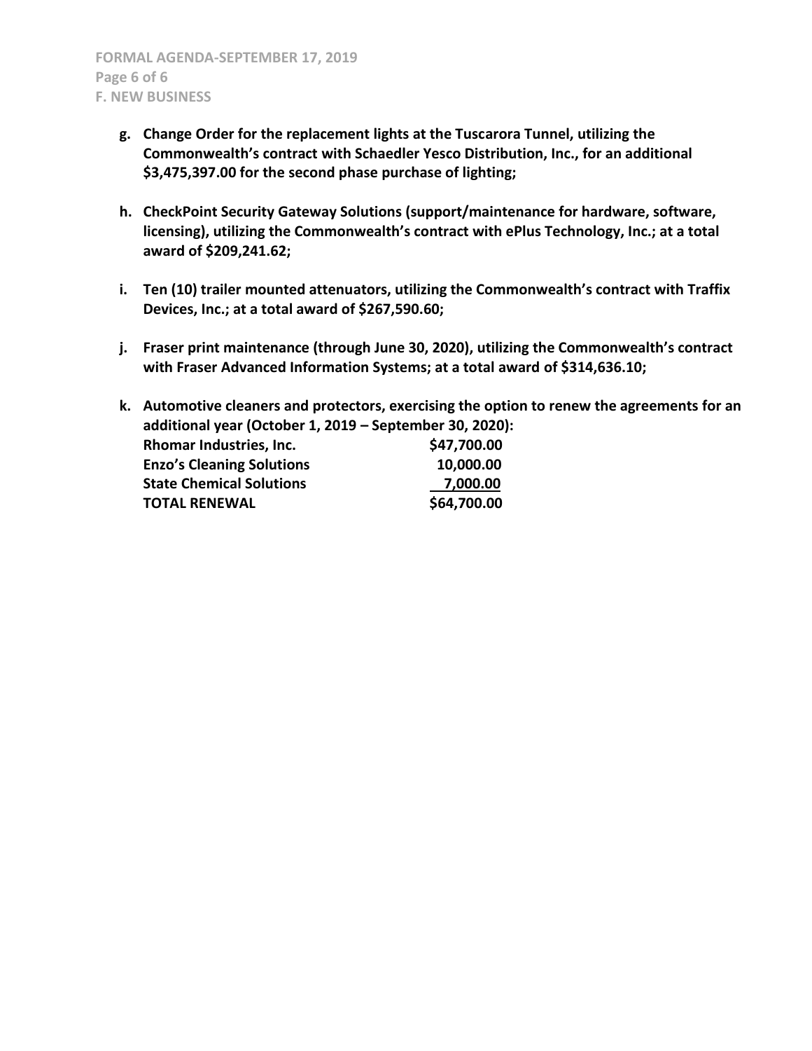- **g. Change Order for the replacement lights at the Tuscarora Tunnel, utilizing the Commonwealth's contract with Schaedler Yesco Distribution, Inc., for an additional $3,475,397.00 for the second phase purchase of lighting;**

- **h. CheckPoint Security Gateway Solutions (support/maintenance for hardware, software, licensing), utilizing the Commonwealth's contract with ePlus Technology, Inc.; at a total award of $209,241.62;**

- **i. Ten (10) trailer mounted attenuators, utilizing the Commonwealth's contract with Traffix Devices, Inc.; at a total award of $267,590.60;**

- **j. Fraser print maintenance (through June 30, 2020), utilizing the Commonwealth's contract with Fraser Advanced Information Systems; at a total award of $314,636.10;**

- **k. Automotive cleaners and protectors, exercising the option to renew the agreements for an additional year (October 1, 2019 – September 30, 2020):**

| | |
|---|---|
| **Rhomar Industries, Inc.** | **$47,700.00** |
| **Enzo's Cleaning Solutions** | **10,000.00** |
| **State Chemical Solutions** | **7,000.00** |
| **TOTAL RENEWAL** | **$64,700.00** |